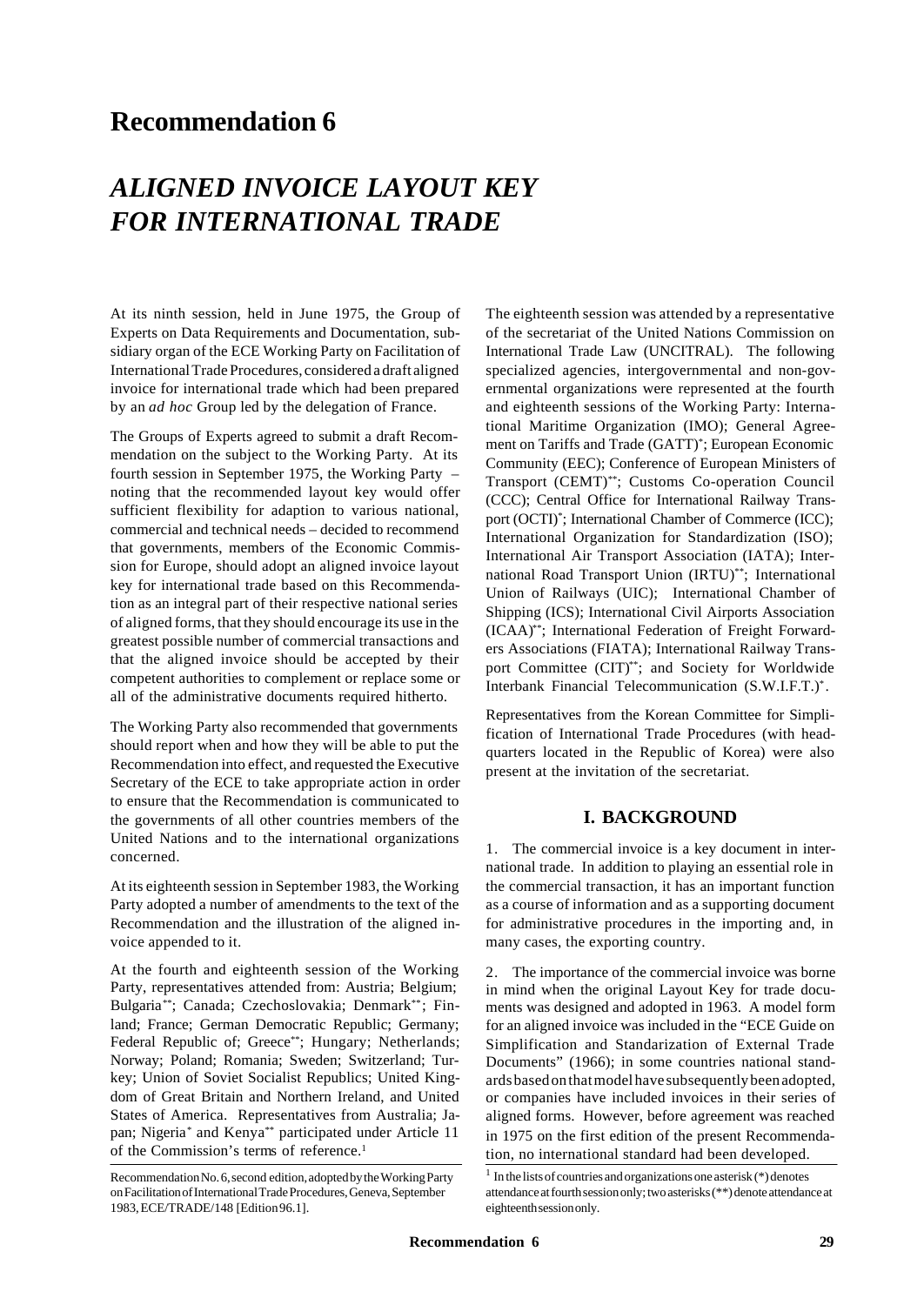# Recommendation 6

# *ALIGNED INVOICE LAYOUT KEY FOR INTERNATIONAL TRADE*

At its ninth session, held in June 1975, the Group of Experts on Data Requirements and Documentation, subsidiary organ of the ECE Working Party on Facilitation of International Trade Procedures, considered a draft aligned invoice for international trade which had been prepared by an *ad hoc* Group led by the delegation of France.

The Groups of Experts agreed to submit a draft Recommendation on the subject to the Working Party. At its fourth session in September 1975, the Working Party – noting that the recommended layout key would offer sufficient flexibility for adaption to various national, commercial and technical needs – decided to recommend that governments, members of the Economic Commission for Europe, should adopt an aligned invoice layout key for international trade based on this Recommendation as an integral part of their respective national series of aligned forms, that they should encourage its use in the greatest possible number of commercial transactions and that the aligned invoice should be accepted by their competent authorities to complement or replace some or all of the administrative documents required hitherto.

The Working Party also recommended that governments should report when and how they will be able to put the Recommendation into effect, and requested the Executive Secretary of the ECE to take appropriate action in order to ensure that the Recommendation is communicated to the governments of all other countries members of the United Nations and to the international organizations concerned.

At its eighteenth session in September 1983, the Working Party adopted a number of amendments to the text of the Recommendation and the illustration of the aligned invoice appended to it.

At the fourth and eighteenth session of the Working Party, representatives attended from: Austria; Belgium; Bulgaria\*\*; Canada; Czechoslovakia; Denmark\*\*; Finland; France; German Democratic Republic; Germany; Federal Republic of; Greece\*\*; Hungary; Netherlands; Norway; Poland; Romania; Sweden; Switzerland; Turkey; Union of Soviet Socialist Republics; United Kingdom of Great Britain and Northern Ireland, and United States of America. Representatives from Australia; Japan; Nigeria\* and Kenya\*\* participated under Article 11 of the Commission's terms of reference.[1]

The eighteenth session was attended by a representative of the secretariat of the United Nations Commission on International Trade Law (UNCITRAL). The following specialized agencies, intergovernmental and non-governmental organizations were represented at the fourth and eighteenth sessions of the Working Party: International Maritime Organization (IMO); General Agreement on Tariffs and Trade (GATT)\*; European Economic Community (EEC); Conference of European Ministers of Transport (CEMT)\*\*; Customs Co-operation Council (CCC); Central Office for International Railway Transport (OCTI)\*; International Chamber of Commerce (ICC); International Organization for Standardization (ISO); International Air Transport Association (IATA); International Road Transport Union (IRTU)\*\*; International Union of Railways (UIC); International Chamber of Shipping (ICS); International Civil Airports Association (ICAA)\*\*; International Federation of Freight Forwarders Associations (FIATA); International Railway Transport Committee (CIT)\*\*; and Society for Worldwide Interbank Financial Telecommunication (S.W.I.F.T.)\*.

Representatives from the Korean Committee for Simplification of International Trade Procedures (with headquarters located in the Republic of Korea) were also present at the invitation of the secretariat.

## I. BACKGROUND

1. The commercial invoice is a key document in international trade. In addition to playing an essential role in the commercial transaction, it has an important function as a course of information and as a supporting document for administrative procedures in the importing and, in many cases, the exporting country.

2. The importance of the commercial invoice was borne in mind when the original Layout Key for trade documents was designed and adopted in 1963. A model form for an aligned invoice was included in the "ECE Guide on Simplification and Standarization of External Trade Documents" (1966); in some countries national standards based on that model have subsequently been adopted, or companies have included invoices in their series of aligned forms. However, before agreement was reached in 1975 on the first edition of the present Recommendation, no international standard had been developed.

Recommendation No. 6, second edition, adopted by the Working Party on Facilitation of International Trade Procedures, Geneva, September 1983, ECE/TRADE/148 [Edition 96.1].

[1] In the lists of countries and organizations one asterisk (\*) denotes attendance at fourth session only; two asterisks (\*\*) denote attendance at eighteenth session only.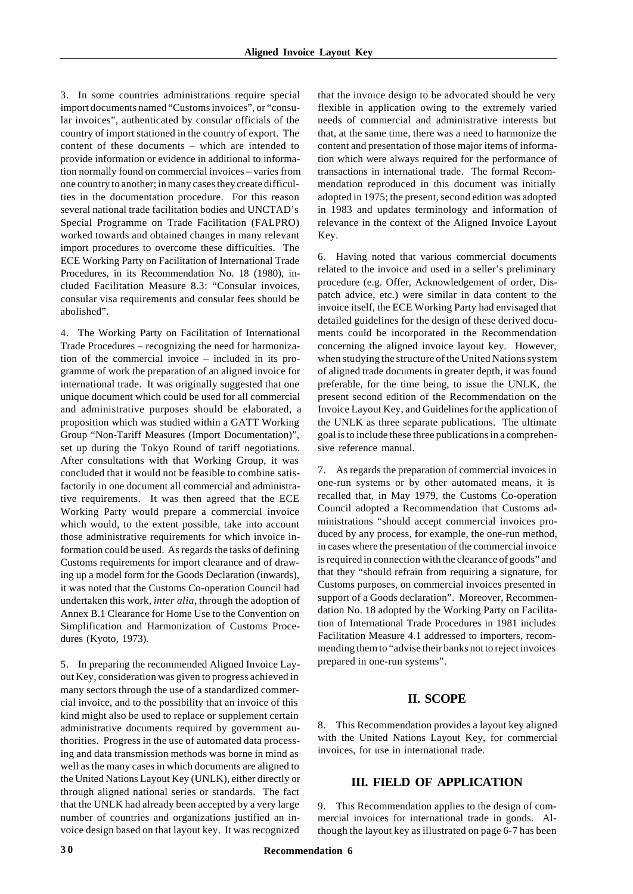3. In some countries administrations require special import documents named "Customs invoices", or "consular invoices", authenticated by consular officials of the country of import stationed in the country of export. The content of these documents – which are intended to provide information or evidence in additional to information normally found on commercial invoices – varies from one country to another; in many cases they create difficulties in the documentation procedure. For this reason several national trade facilitation bodies and UNCTAD's Special Programme on Trade Facilitation (FALPRO) worked towards and obtained changes in many relevant import procedures to overcome these difficulties. The ECE Working Party on Facilitation of International Trade Procedures, in its Recommendation No. 18 (1980), included Facilitation Measure 8.3: "Consular invoices, consular visa requirements and consular fees should be abolished".

4. The Working Party on Facilitation of International Trade Procedures – recognizing the need for harmonization of the commercial invoice – included in its programme of work the preparation of an aligned invoice for international trade. It was originally suggested that one unique document which could be used for all commercial and administrative purposes should be elaborated, a proposition which was studied within a GATT Working Group "Non-Tariff Measures (Import Documentation)", set up during the Tokyo Round of tariff negotiations. After consultations with that Working Group, it was concluded that it would not be feasible to combine satisfactorily in one document all commercial and administrative requirements. It was then agreed that the ECE Working Party would prepare a commercial invoice which would, to the extent possible, take into account those administrative requirements for which invoice information could be used. As regards the tasks of defining Customs requirements for import clearance and of drawing up a model form for the Goods Declaration (inwards), it was noted that the Customs Co-operation Council had undertaken this work, *inter alia*, through the adoption of Annex B.1 Clearance for Home Use to the Convention on Simplification and Harmonization of Customs Procedures (Kyoto, 1973).

5. In preparing the recommended Aligned Invoice Layout Key, consideration was given to progress achieved in many sectors through the use of a standardized commercial invoice, and to the possibility that an invoice of this kind might also be used to replace or supplement certain administrative documents required by government authorities. Progress in the use of automated data processing and data transmission methods was borne in mind as well as the many cases in which documents are aligned to the United Nations Layout Key (UNLK), either directly or through aligned national series or standards. The fact that the UNLK had already been accepted by a very large number of countries and organizations justified an invoice design based on that layout key. It was recognized that the invoice design to be advocated should be very flexible in application owing to the extremely varied needs of commercial and administrative interests but that, at the same time, there was a need to harmonize the content and presentation of those major items of information which were always required for the performance of transactions in international trade. The formal Recommendation reproduced in this document was initially adopted in 1975; the present, second edition was adopted in 1983 and updates terminology and information of relevance in the context of the Aligned Invoice Layout Key.

6. Having noted that various commercial documents related to the invoice and used in a seller's preliminary procedure (e.g. Offer, Acknowledgement of order, Dispatch advice, etc.) were similar in data content to the invoice itself, the ECE Working Party had envisaged that detailed guidelines for the design of these derived documents could be incorporated in the Recommendation concerning the aligned invoice layout key. However, when studying the structure of the United Nations system of aligned trade documents in greater depth, it was found preferable, for the time being, to issue the UNLK, the present second edition of the Recommendation on the Invoice Layout Key, and Guidelines for the application of the UNLK as three separate publications. The ultimate goal is to include these three publications in a comprehensive reference manual.

7. As regards the preparation of commercial invoices in one-run systems or by other automated means, it is recalled that, in May 1979, the Customs Co-operation Council adopted a Recommendation that Customs administrations "should accept commercial invoices produced by any process, for example, the one-run method, in cases where the presentation of the commercial invoice is required in connection with the clearance of goods" and that they "should refrain from requiring a signature, for Customs purposes, on commercial invoices presented in support of a Goods declaration". Moreover, Recommendation No. 18 adopted by the Working Party on Facilitation of International Trade Procedures in 1981 includes Facilitation Measure 4.1 addressed to importers, recommending them to "advise their banks not to reject invoices prepared in one-run systems".

## II. SCOPE

8. This Recommendation provides a layout key aligned with the United Nations Layout Key, for commercial invoices, for use in international trade.

## III. FIELD OF APPLICATION

9. This Recommendation applies to the design of commercial invoices for international trade in goods. Although the layout key as illustrated on page 6-7 has been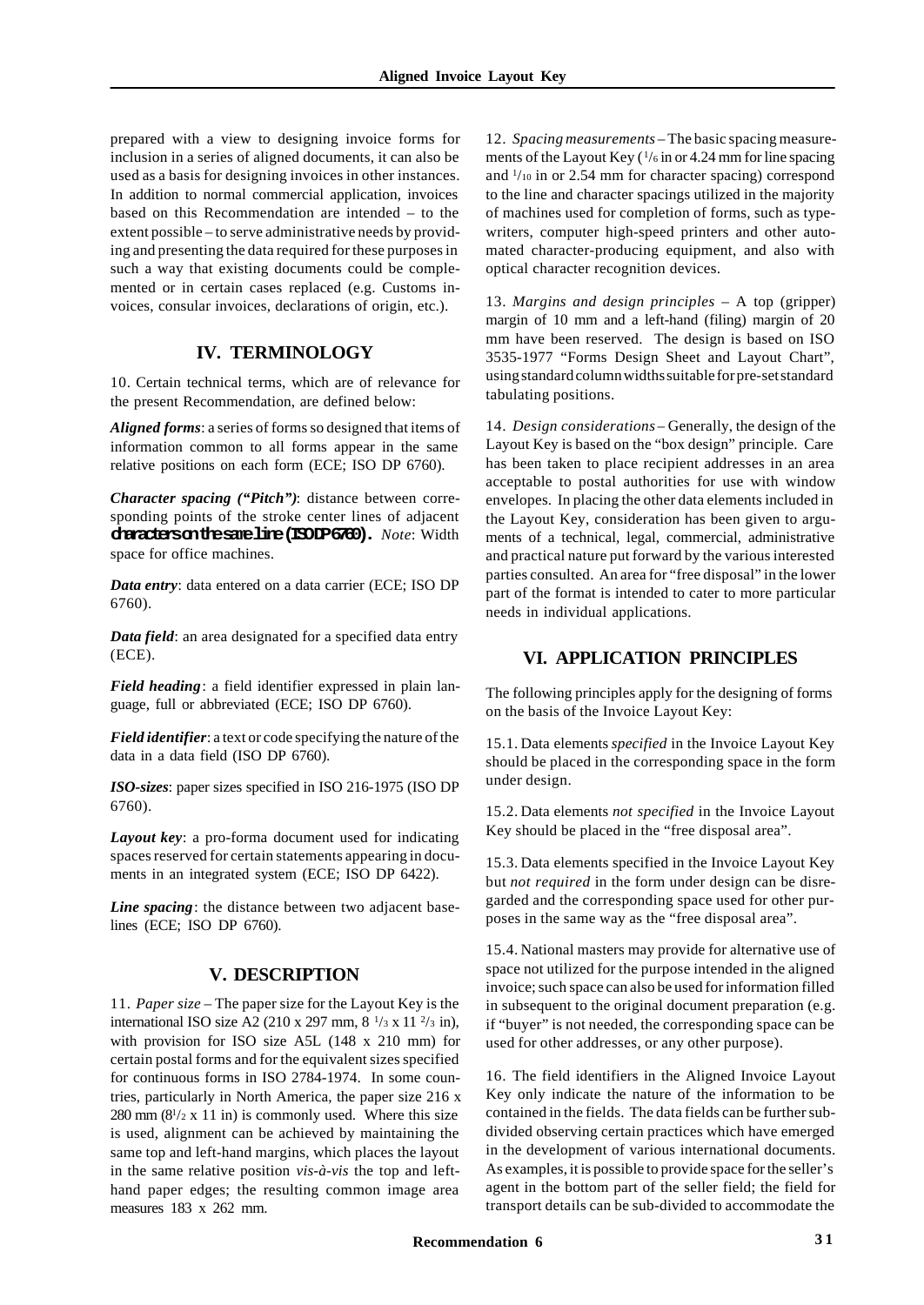prepared with a view to designing invoice forms for inclusion in a series of aligned documents, it can also be used as a basis for designing invoices in other instances. In addition to normal commercial application, invoices based on this Recommendation are intended – to the extent possible – to serve administrative needs by providing and presenting the data required for these purposes in such a way that existing documents could be complemented or in certain cases replaced (e.g. Customs invoices, consular invoices, declarations of origin, etc.).

## IV. TERMINOLOGY

10. Certain technical terms, which are of relevance for the present Recommendation, are defined below:

***Aligned forms***: a series of forms so designed that items of information common to all forms appear in the same relative positions on each form (ECE; ISO DP 6760).

***Character spacing ("Pitch")***: distance between corresponding points of the stroke center lines of adjacent characters on the same line (ISO DP 6760). *Note*: Width space for office machines.

***Data entry***: data entered on a data carrier (ECE; ISO DP 6760).

***Data field***: an area designated for a specified data entry (ECE).

***Field heading***: a field identifier expressed in plain language, full or abbreviated (ECE; ISO DP 6760).

***Field identifier***: a text or code specifying the nature of the data in a data field (ISO DP 6760).

***ISO-sizes***: paper sizes specified in ISO 216-1975 (ISO DP 6760).

***Layout key***: a pro-forma document used for indicating spaces reserved for certain statements appearing in documents in an integrated system (ECE; ISO DP 6422).

***Line spacing***: the distance between two adjacent baselines (ECE; ISO DP 6760).

## V. DESCRIPTION

11. *Paper size* – The paper size for the Layout Key is the international ISO size A2 (210 x 297 mm, 8 1/3 x 11 2/3 in), with provision for ISO size A5L (148 x 210 mm) for certain postal forms and for the equivalent sizes specified for continuous forms in ISO 2784-1974. In some countries, particularly in North America, the paper size 216 x 280 mm (8 1/2 x 11 in) is commonly used. Where this size is used, alignment can be achieved by maintaining the same top and left-hand margins, which places the layout in the same relative position *vis-à-vis* the top and left-hand paper edges; the resulting common image area measures 183 x 262 mm.

12. *Spacing measurements* – The basic spacing measurements of the Layout Key (1/6 in or 4.24 mm for line spacing and 1/10 in or 2.54 mm for character spacing) correspond to the line and character spacings utilized in the majority of machines used for completion of forms, such as typewriters, computer high-speed printers and other automated character-producing equipment, and also with optical character recognition devices.

13. *Margins and design principles* – A top (gripper) margin of 10 mm and a left-hand (filing) margin of 20 mm have been reserved. The design is based on ISO 3535-1977 "Forms Design Sheet and Layout Chart", using standard column widths suitable for pre-set standard tabulating positions.

14. *Design considerations* – Generally, the design of the Layout Key is based on the "box design" principle. Care has been taken to place recipient addresses in an area acceptable to postal authorities for use with window envelopes. In placing the other data elements included in the Layout Key, consideration has been given to arguments of a technical, legal, commercial, administrative and practical nature put forward by the various interested parties consulted. An area for "free disposal" in the lower part of the format is intended to cater to more particular needs in individual applications.

## VI. APPLICATION PRINCIPLES

The following principles apply for the designing of forms on the basis of the Invoice Layout Key:

15.1. Data elements *specified* in the Invoice Layout Key should be placed in the corresponding space in the form under design.

15.2. Data elements *not specified* in the Invoice Layout Key should be placed in the "free disposal area".

15.3. Data elements specified in the Invoice Layout Key but *not required* in the form under design can be disregarded and the corresponding space used for other purposes in the same way as the "free disposal area".

15.4. National masters may provide for alternative use of space not utilized for the purpose intended in the aligned invoice; such space can also be used for information filled in subsequent to the original document preparation (e.g. if "buyer" is not needed, the corresponding space can be used for other addresses, or any other purpose).

16. The field identifiers in the Aligned Invoice Layout Key only indicate the nature of the information to be contained in the fields. The data fields can be further subdivided observing certain practices which have emerged in the development of various international documents. As examples, it is possible to provide space for the seller's agent in the bottom part of the seller field; the field for transport details can be sub-divided to accommodate the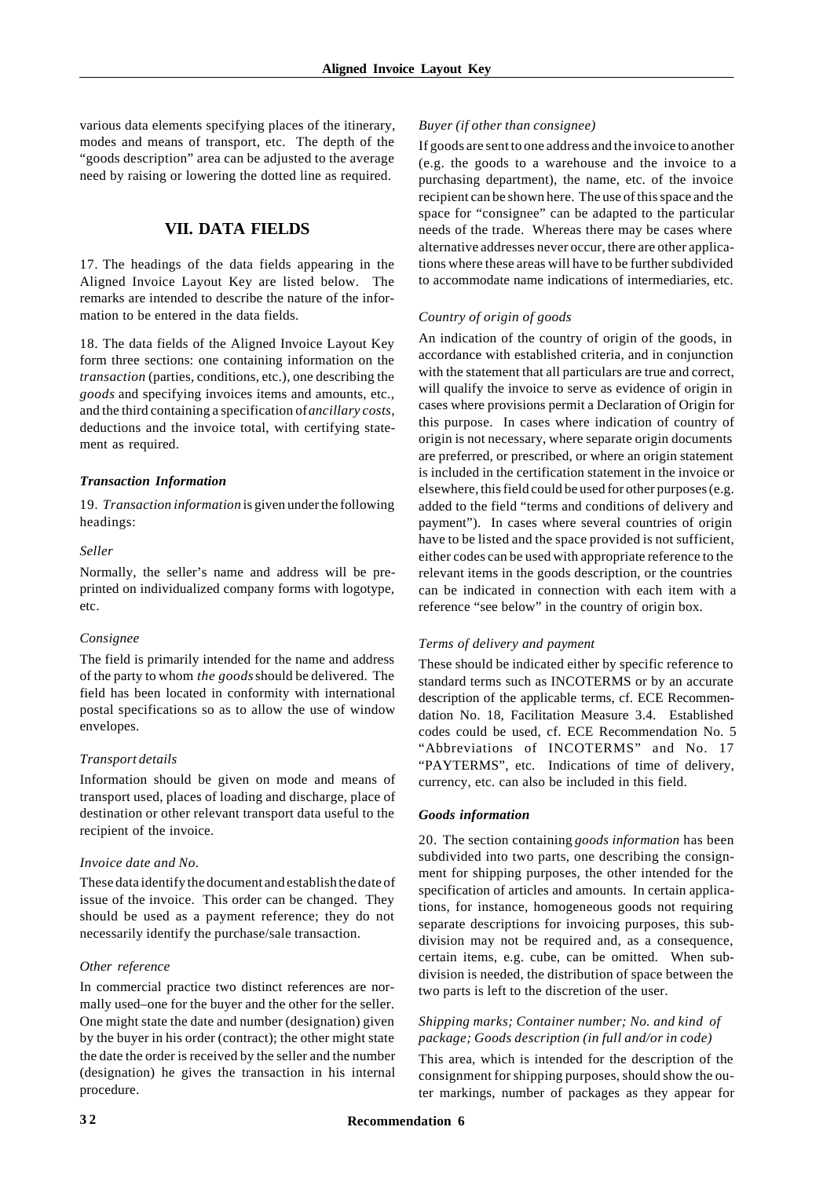various data elements specifying places of the itinerary, modes and means of transport, etc. The depth of the "goods description" area can be adjusted to the average need by raising or lowering the dotted line as required.

## VII. DATA FIELDS

17. The headings of the data fields appearing in the Aligned Invoice Layout Key are listed below. The remarks are intended to describe the nature of the information to be entered in the data fields.

18. The data fields of the Aligned Invoice Layout Key form three sections: one containing information on the *transaction* (parties, conditions, etc.), one describing the *goods* and specifying invoices items and amounts, etc., and the third containing a specification of *ancillary costs*, deductions and the invoice total, with certifying statement as required.

### *Transaction Information*

19. *Transaction information* is given under the following headings:

*Seller*

Normally, the seller's name and address will be preprinted on individualized company forms with logotype, etc.

*Consignee*

The field is primarily intended for the name and address of the party to whom *the goods* should be delivered. The field has been located in conformity with international postal specifications so as to allow the use of window envelopes.

*Transport details*

Information should be given on mode and means of transport used, places of loading and discharge, place of destination or other relevant transport data useful to the recipient of the invoice.

*Invoice date and No.*

These data identify the document and establish the date of issue of the invoice. This order can be changed. They should be used as a payment reference; they do not necessarily identify the purchase/sale transaction.

*Other reference*

In commercial practice two distinct references are normally used–one for the buyer and the other for the seller. One might state the date and number (designation) given by the buyer in his order (contract); the other might state the date the order is received by the seller and the number (designation) he gives the transaction in his internal procedure.

*Buyer (if other than consignee)*

If goods are sent to one address and the invoice to another (e.g. the goods to a warehouse and the invoice to a purchasing department), the name, etc. of the invoice recipient can be shown here. The use of this space and the space for "consignee" can be adapted to the particular needs of the trade. Whereas there may be cases where alternative addresses never occur, there are other applications where these areas will have to be further subdivided to accommodate name indications of intermediaries, etc.

*Country of origin of goods*

An indication of the country of origin of the goods, in accordance with established criteria, and in conjunction with the statement that all particulars are true and correct, will qualify the invoice to serve as evidence of origin in cases where provisions permit a Declaration of Origin for this purpose. In cases where indication of country of origin is not necessary, where separate origin documents are preferred, or prescribed, or where an origin statement is included in the certification statement in the invoice or elsewhere, this field could be used for other purposes (e.g. added to the field "terms and conditions of delivery and payment"). In cases where several countries of origin have to be listed and the space provided is not sufficient, either codes can be used with appropriate reference to the relevant items in the goods description, or the countries can be indicated in connection with each item with a reference "see below" in the country of origin box.

*Terms of delivery and payment*

These should be indicated either by specific reference to standard terms such as INCOTERMS or by an accurate description of the applicable terms, cf. ECE Recommendation No. 18, Facilitation Measure 3.4. Established codes could be used, cf. ECE Recommendation No. 5 "Abbreviations of INCOTERMS" and No. 17 "PAYTERMS", etc. Indications of time of delivery, currency, etc. can also be included in this field.

### *Goods information*

20. The section containing *goods information* has been subdivided into two parts, one describing the consignment for shipping purposes, the other intended for the specification of articles and amounts. In certain applications, for instance, homogeneous goods not requiring separate descriptions for invoicing purposes, this subdivision may not be required and, as a consequence, certain items, e.g. cube, can be omitted. When subdivision is needed, the distribution of space between the two parts is left to the discretion of the user.

*Shipping marks; Container number; No. and kind of package; Goods description (in full and/or in code)*

This area, which is intended for the description of the consignment for shipping purposes, should show the outer markings, number of packages as they appear for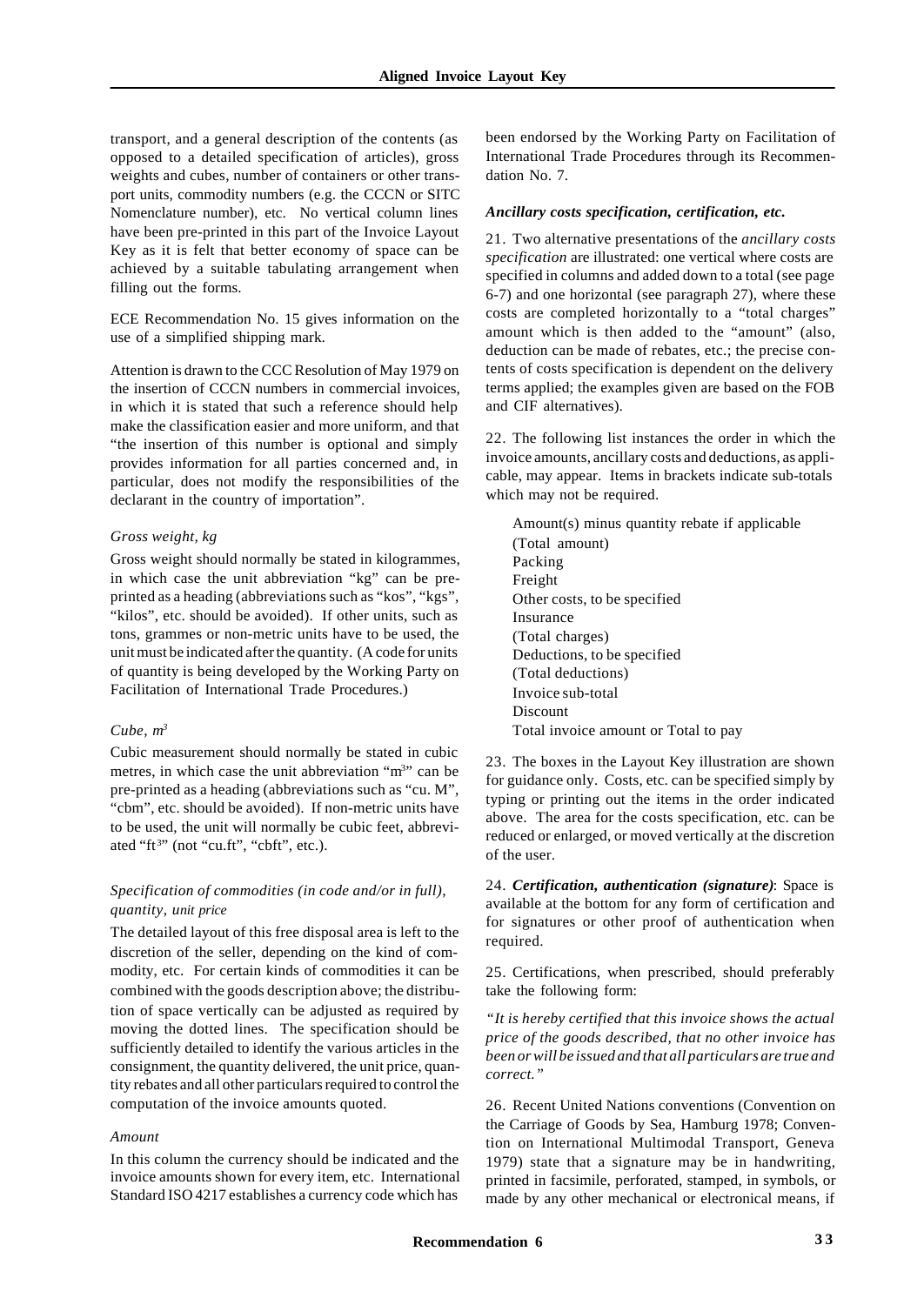transport, and a general description of the contents (as opposed to a detailed specification of articles), gross weights and cubes, number of containers or other transport units, commodity numbers (e.g. the CCCN or SITC Nomenclature number), etc. No vertical column lines have been pre-printed in this part of the Invoice Layout Key as it is felt that better economy of space can be achieved by a suitable tabulating arrangement when filling out the forms.

ECE Recommendation No. 15 gives information on the use of a simplified shipping mark.

Attention is drawn to the CCC Resolution of May 1979 on the insertion of CCCN numbers in commercial invoices, in which it is stated that such a reference should help make the classification easier and more uniform, and that "the insertion of this number is optional and simply provides information for all parties concerned and, in particular, does not modify the responsibilities of the declarant in the country of importation".

*Gross weight, kg*

Gross weight should normally be stated in kilogrammes, in which case the unit abbreviation "kg" can be pre-printed as a heading (abbreviations such as "kos", "kgs", "kilos", etc. should be avoided). If other units, such as tons, grammes or non-metric units have to be used, the unit must be indicated after the quantity. (A code for units of quantity is being developed by the Working Party on Facilitation of International Trade Procedures.)

*Cube, $m^3$*

Cubic measurement should normally be stated in cubic metres, in which case the unit abbreviation "$m^3$" can be pre-printed as a heading (abbreviations such as "cu. M", "cbm", etc. should be avoided). If non-metric units have to be used, the unit will normally be cubic feet, abbreviated "$ft^3$" (not "cu.ft", "cbft", etc.).

*Specification of commodities (in code and/or in full), quantity, unit price*

The detailed layout of this free disposal area is left to the discretion of the seller, depending on the kind of commodity, etc. For certain kinds of commodities it can be combined with the goods description above; the distribution of space vertically can be adjusted as required by moving the dotted lines. The specification should be sufficiently detailed to identify the various articles in the consignment, the quantity delivered, the unit price, quantity rebates and all other particulars required to control the computation of the invoice amounts quoted.

*Amount*

In this column the currency should be indicated and the invoice amounts shown for every item, etc. International Standard ISO 4217 establishes a currency code which has been endorsed by the Working Party on Facilitation of International Trade Procedures through its Recommendation No. 7.

***Ancillary costs specification, certification, etc.***

21. Two alternative presentations of the *ancillary costs specification* are illustrated: one vertical where costs are specified in columns and added down to a total (see page 6-7) and one horizontal (see paragraph 27), where these costs are completed horizontally to a "total charges" amount which is then added to the "amount" (also, deduction can be made of rebates, etc.; the precise contents of costs specification is dependent on the delivery terms applied; the examples given are based on the FOB and CIF alternatives).

22. The following list instances the order in which the invoice amounts, ancillary costs and deductions, as applicable, may appear. Items in brackets indicate sub-totals which may not be required.

> Amount(s) minus quantity rebate if applicable
> (Total amount)
> Packing
> Freight
> Other costs, to be specified
> Insurance
> (Total charges)
> Deductions, to be specified
> (Total deductions)
> Invoice sub-total
> Discount
> Total invoice amount or Total to pay

23. The boxes in the Layout Key illustration are shown for guidance only. Costs, etc. can be specified simply by typing or printing out the items in the order indicated above. The area for the costs specification, etc. can be reduced or enlarged, or moved vertically at the discretion of the user.

24. ***Certification, authentication (signature)***: Space is available at the bottom for any form of certification and for signatures or other proof of authentication when required.

25. Certifications, when prescribed, should preferably take the following form:

*"It is hereby certified that this invoice shows the actual price of the goods described, that no other invoice has been or will be issued and that all particulars are true and correct."*

26. Recent United Nations conventions (Convention on the Carriage of Goods by Sea, Hamburg 1978; Convention on International Multimodal Transport, Geneva 1979) state that a signature may be in handwriting, printed in facsimile, perforated, stamped, in symbols, or made by any other mechanical or electronical means, if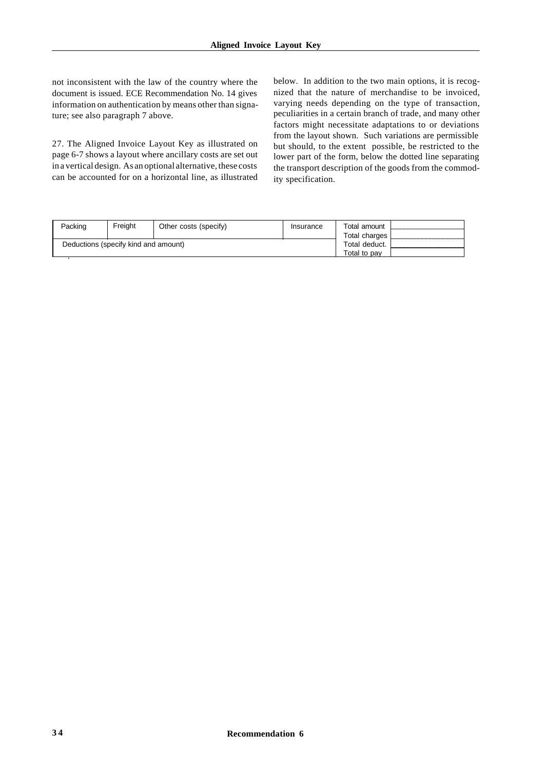not inconsistent with the law of the country where the document is issued. ECE Recommendation No. 14 gives information on authentication by means other than signature; see also paragraph 7 above.

27. The Aligned Invoice Layout Key as illustrated on page 6-7 shows a layout where ancillary costs are set out in a vertical design. As an optional alternative, these costs can be accounted for on a horizontal line, as illustrated below. In addition to the two main options, it is recognized that the nature of merchandise to be invoiced, varying needs depending on the type of transaction, peculiarities in a certain branch of trade, and many other factors might necessitate adaptations to or deviations from the layout shown. Such variations are permissible but should, to the extent possible, be restricted to the lower part of the form, below the dotted line separating the transport description of the goods from the commodity specification.

| Packing | Freight | Other costs (specify) | Insurance | Total amount<br>Total charges | |
|---|---|---|---|---|---|
| Deductions (specify kind and amount) | | | | Total deduct.<br>Total to pay | |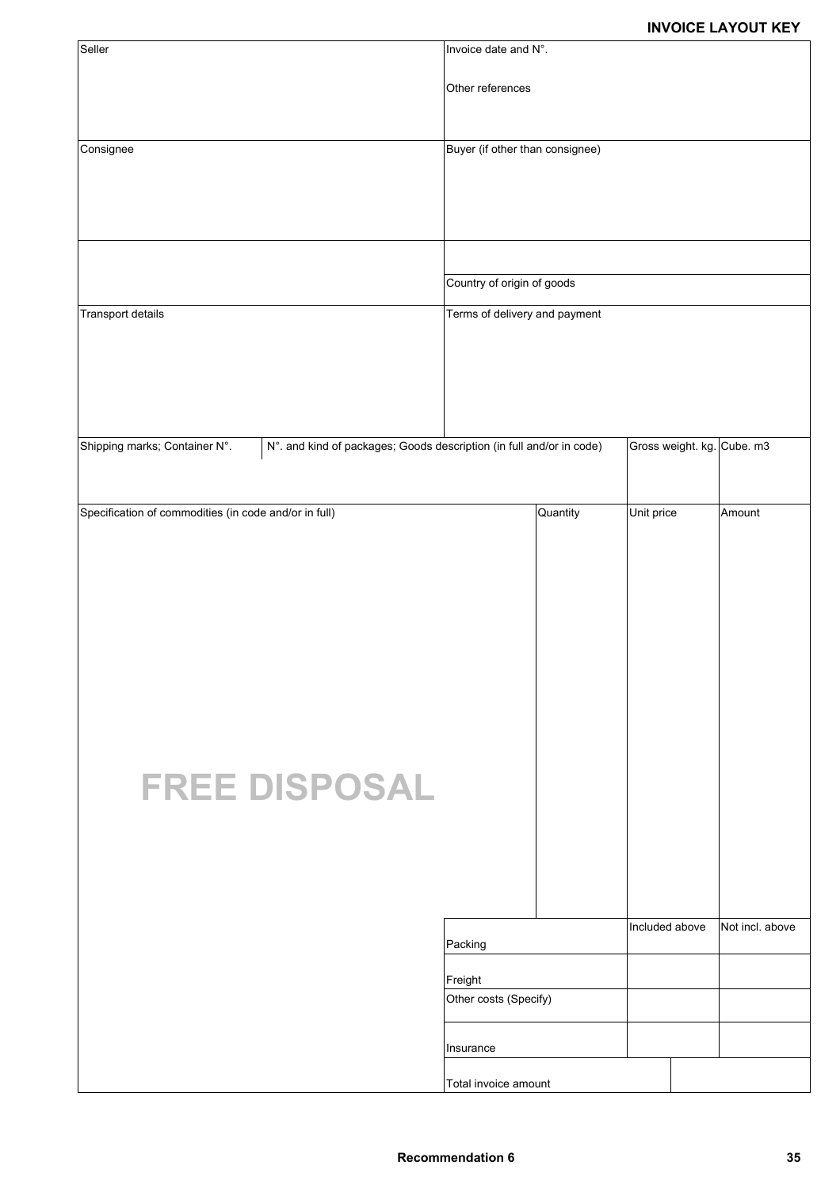**INVOICE LAYOUT KEY**

| | |
|---|---|
| Seller | Invoice date and N°.<br><br>Other references |
| Consignee | Buyer (if other than consignee) |
| | <br>Country of origin of goods |
| Transport details | Terms of delivery and payment |

| Shipping marks; Container N°. | N°. and kind of packages; Goods description (in full and/or in code) | Gross weight. kg. | Cube. m3 |
|---|---|---|---|
| | | | |

| Specification of commodities (in code and/or in full) | Quantity | Unit price | Amount |
|---|---|---|---|
| FREE DISPOSAL | | | |

| | | Included above | Not incl. above |
|---|---|---|---|
| | Packing | | |
| | Freight | | |
| | Other costs (Specify) | | |
| | Insurance | | |
| | Total invoice amount | | |